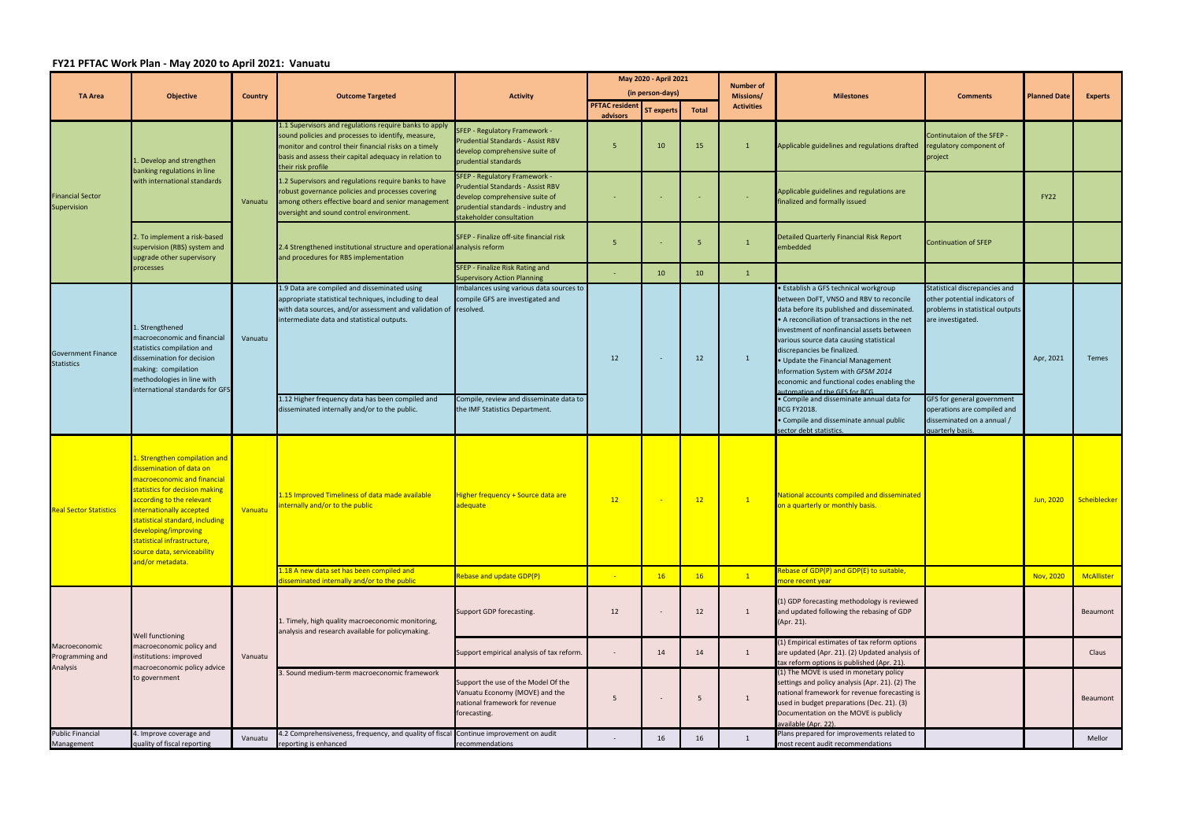## FY21 PFTAC Work Plan - May 2020 to April 2021: Vanuatu

| TA Area | Objective | Country | Outcome Targeted | Activity | May 2020 - April 2021 (in person-days) | | | Number of Missions/ Activities | Milestones | Comments | Planned Date | Experts |
|---|---|---|---|---|---|---|---|---|---|---|---|---|
| | | | | | PFTAC resident advisors | ST experts | Total | | | | | |
| Financial Sector Supervision | 1. Develop and strengthen banking regulations in line with international standards | Vanuatu | 1.1 Supervisors and regulations require banks to apply sound policies and processes to identify, measure, monitor and control their financial risks on a timely basis and assess their capital adequacy in relation to their risk profile | SFEP - Regulatory Framework - Prudential Standards - Assist RBV develop comprehensive suite of prudential standards | 5 | 10 | 15 | 1 | Applicable guidelines and regulations drafted | Continutaion of the SFEP - regulatory component of project | | |
| | | | 1.2 Supervisors and regulations require banks to have robust governance policies and processes covering among others effective board and senior management oversight and sound control environment. | SFEP - Regulatory Framework - Prudential Standards - Assist RBV develop comprehensive suite of prudential standards - industry and stakeholder consultation | - | - | - | - | Applicable guidelines and regulations are finalized and formally issued | | FY22 | |
| | 2. To implement a risk-based supervision (RBS) system and upgrade other supervisory processes | | 2.4 Strengthened institutional structure and operational and procedures for RBS implementation | SFEP - Finalize off-site financial risk analysis reform | 5 | - | 5 | 1 | Detailed Quarterly Financial Risk Report embedded | Continuation of SFEP | | |
| | | | | SFEP - Finalize Risk Rating and Supervisory Action Planning | - | 10 | 10 | 1 | | | | |
| Government Finance Statistics | 1. Strengthened macroeconomic and financial statistics compilation and dissemination for decision making: compilation methodologies in line with international standards for GFS | Vanuatu | 1.9 Data are compiled and disseminated using appropriate statistical techniques, including to deal with data sources, and/or assessment and validation of intermediate data and statistical outputs. | Imbalances using various data sources to compile GFS are investigated and resolved. | 12 | - | 12 | 1 | • Establish a GFS technical workgroup between DoFT, VNSO and RBV to reconcile data before its published and disseminated. • A reconciliation of transactions in the net investment of nonfinancial assets between various source data causing statistical discrepancies be finalized. • Update the Financial Management Information System with *GFSM 2014* economic and functional codes enabling the automation of the GFS for BCG | Statistical discrepancies and other potential indicators of problems in statistical outputs are investigated. | Apr, 2021 | Temes |
| | | | 1.12 Higher frequency data has been compiled and disseminated internally and/or to the public. | Compile, review and disseminate data to the IMF Statistics Department. | | | | | • Compile and disseminate annual data for BCG FY2018. • Compile and disseminate annual public sector debt statistics. | GFS for general government operations are compiled and disseminated on a annual / quarterly basis. | | |
| Real Sector Statistics | 1. Strengthen compilation and dissemination of data on macroeconomic and financial statistics for decision making according to the relevant internationally accepted statistical standard, including developing/improving statistical infrastructure, source data, serviceability and/or metadata. | Vanuatu | 1.15 Improved Timeliness of data made available internally and/or to the public | Higher frequency + Source data are adequate | 12 | - | 12 | 1 | National accounts compiled and disseminated on a quarterly or monthly basis. | | Jun, 2020 | Scheiblecker |
| | | | 1.18 A new data set has been compiled and disseminated internally and/or to the public | Rebase and update GDP(P) | - | 16 | 16 | 1 | Rebase of GDP(P) and GDP(E) to suitable, more recent year | | Nov, 2020 | McAllister |
| Macroeconomic Programming and Analysis | Well functioning macroeconomic policy and institutions: improved macroeconomic policy advice to government | Vanuatu | 1. Timely, high quality macroeconomic monitoring, analysis and research available for policymaking. | Support GDP forecasting. | 12 | - | 12 | 1 | (1) GDP forecasting methodology is reviewed and updated following the rebasing of GDP (Apr. 21). | | | Beaumont |
| | | | | Support empirical analysis of tax reform. | - | 14 | 14 | 1 | (1) Empirical estimates of tax reform options are updated (Apr. 21). (2) Updated analysis of tax reform options is published (Apr. 21). | | | Claus |
| | | | 3. Sound medium-term macroeconomic framework | Support the use of the Model Of the Vanuatu Economy (MOVE) and the national framework for revenue forecasting. | 5 | - | 5 | 1 | (1) The MOVE is used in monetary policy settings and policy analysis (Apr. 21). (2) The national framework for revenue forecasting is used in budget preparations (Dec. 21). (3) Documentation on the MOVE is publicly available (Apr. 22). | | | Beaumont |
| Public Financial Management | 4. Improve coverage and quality of fiscal reporting | Vanuatu | 4.2 Comprehensiveness, frequency, and quality of fiscal reporting is enhanced | Continue improvement on audit recommendations | - | 16 | 16 | 1 | Plans prepared for improvements related to most recent audit recommendations | | | Mellor |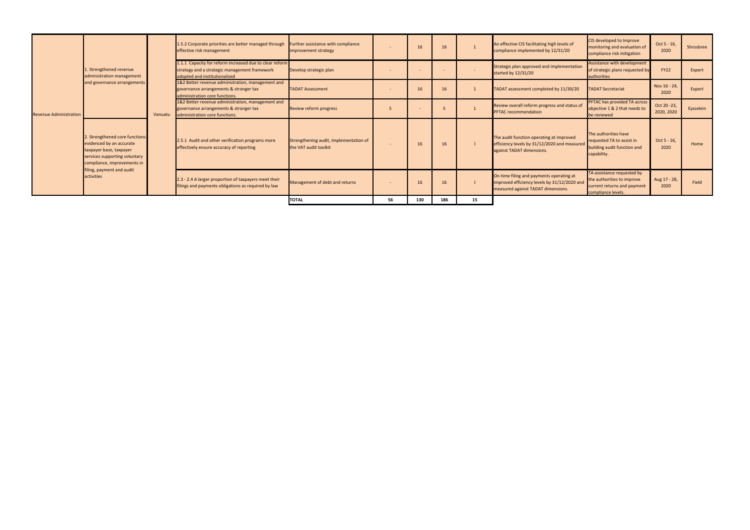| | | | | | | | | | | | | |
|---|---|---|---|---|---|---|---|---|---|---|---|---|
| Revenue Administration | 1. Strengthened revenue administration management and governance arrangements | Vanuatu | 1.5.2 Corporate priorities are better managed through effective risk management | Further assistance with compliance improvement strategy | - | 16 | 16 | 1 | An effective CIS facilitating high levels of compliance implemented by 12/31/20 | CIS developed to Improve monitoring and evaluation of compliance risk mitigation | Oct 5 - 16, 2020 | Shrosbree |
| | | | 1.1.1 Capacity for reform increased due to clear reform strategy and a strategic management framework adopted and institutionalized | Develop strategic plan | - | - | - | - | Strategic plan approved and implementation started by 12/31/20 | Assistance with development of strategic plans requested by authorities | FY22 | Expert |
| | | | 1&2 Better revenue administration, management and governance arrangements & stronger tax administration core functions. | TADAT Assessment | - | 16 | 16 | 1 | TADAT assessment completed by 11/30/20 | TADAT Secretariat | Nov 16 - 24, 2020 | Expert |
| | | | 1&2 Better revenue administration, management and governance arrangements & stronger tax administration core functions. | Review reform progress | 5 | - | 5 | 1 | Review overall reform progress and status of PFTAC recommendation | PFTAC has provided TA across objective 1 & 2 that needs to be reviewed | Oct 20 -23, 2020, 2020 | Eysselein |
| | 2. Strengthened core functions evidenced by an accurate taxpayer base, taxpayer services supporting voluntary compliance, improvements in filing, payment and audit activities | | 2.5.1 Audit and other verification programs more effectively ensure accuracy of reporting | Strengthening audit, Implementation of the VAT audit toolkit | - | 16 | 16 | 1 | The audit function operating at improved efficiency levels by 31/12/2020 and measured against TADAT dimensions. | The authorities have requested TA to assist in building audit function and capability. | Oct 5 - 16, 2020 | Home |
| | | | 2.3 - 2.4 A larger proportion of taxpayers meet their filings and payments obligations as required by law | Management of debt and returns | - | 16 | 16 | 1 | On-time filing and payments operating at improved efficiency levels by 31/12/2020 and measured against TADAT dimensions. | TA assistance requested by the authorities to improve current returns and payment compliance levels. | Aug 17 - 28, 2020 | Field |
| | | | | **TOTAL** | **56** | **130** | **186** | **15** | | | | |